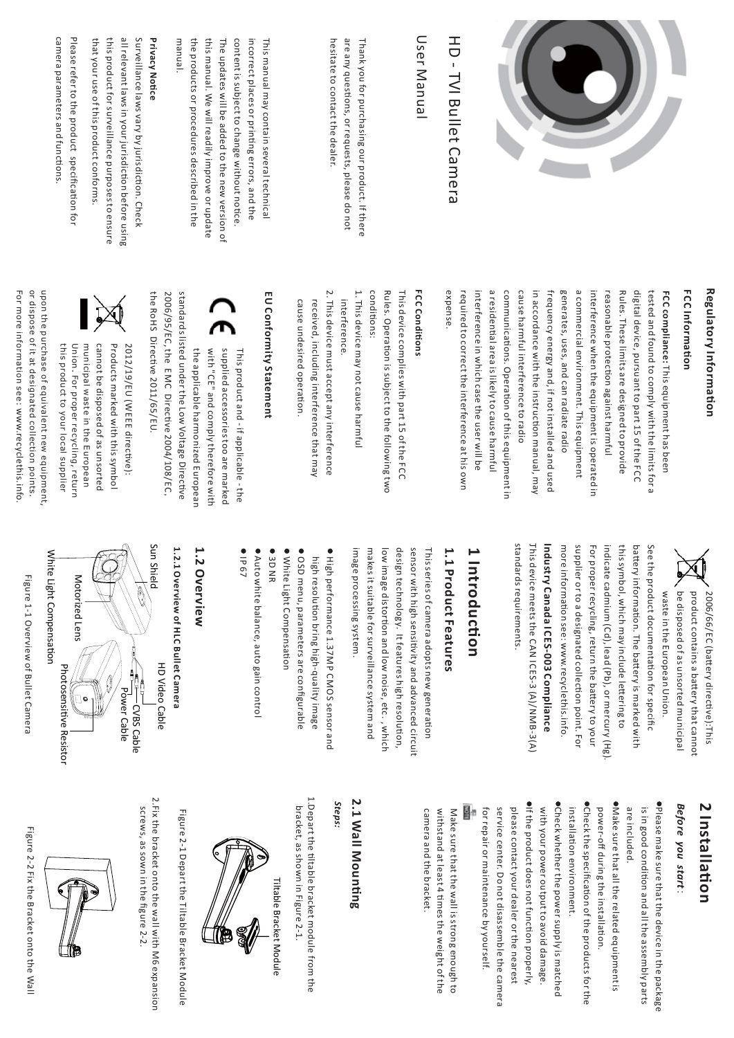# HD - TVI Bullet Camera

User Manual

Thank you for purchasing our product. If there are any questions, or requests, please do not hesitate to contact the dealer.

This manual may contain several technical incorrect places or printing errors, and the content is subject to change without notice. The updates will be added to the new version of this manual. We will readily improve or update the products or procedures described in the manual.

**Privacy Notice**

Surveillance laws vary by jurisdiction. Check all relevant laws in your jurisdiction before using this product for surveillance purposes to ensure that your use of this product conforms.

Please refer to the product specification for camera parameters and functions.

## Regulatory Information

### FCC Information

**FCC compliance:** This equipment has been tested and found to comply with the limits for a digital device, pursuant to part 15 of the FCC Rules. These limits are designed to provide reasonable protection against harmful interference when the equipment is operated in a commercial environment. This equipment generates, uses, and can radiate radio frequency energy and, if not installed and used in accordance with the instruction manual, may cause harmful interference to radio communications. Operation of this equipment in a residential area is likely to cause harmful interference in which case the user will be required to correct the interference at his own expense.

**FCC Conditions**

This device complies with part 15 of the FCC Rules. Operation is subject to the following two conditions:

1. This device may not cause harmful interference.
2. This device must accept any interference received, including interference that may cause undesired operation.

### EU Conformity Statement

This product and - if applicable - the supplied accessories too are marked with "CE" and comply therefore with the applicable harmonized European standards listed under the Low Voltage Directive 2006/95/EC, the EMC Directive 2004/108/EC, the RoHS Directive 2011/65/EU.

2012/19/EU (WEEE directive): Products marked with this symbol cannot be disposed of as unsorted municipal waste in the European Union. For proper recycling, return this product to your local supplier upon the purchase of equivalent new equipment, or dispose of it at designated collection points. For more information see: www.recyclethis.info.

2006/66/EC (battery directive):This product contains a battery that cannot be disposed of as unsorted municipal waste in the European Union. See the product documentation for specific battery information. The battery is marked with this symbol, which may include lettering to indicate cadmium (Cd), lead (Pb), or mercury (Hg). For proper recycling, return the battery to your supplier or to a designated collection point. For more information see: www.recyclethis.info.

**Industry Canada ICES-003 Compliance**

This device meets the CAN ICES-3 (A)/NMB-3(A) standards requirements.

# 1 Introduction

## 1.1 Product Features

This series of camera adopts new generation sensor with high sensitivity and advanced circuit design technology. It features high resolution, low image distortion and low noise, etc., which makes it suitable for surveillance system and image processing system.

- High performance 1.37MP CMOS sensor and high resolution bring high-quality image
- OSD menu, parameters are configurable
- White Light Compensation
- 3D NR
- Auto white balance, auto gain control
- IP67

## 1.2 Overview

### 1.2.1 Overview of HLC Bullet Camera

Sun Shield, HD Video Cable, CVBS Cable, Power Cable, Motorized Lens, Photosensitive Resistor, White Light Compensation

Figure 1-1 Overview of Bullet Camera

# 2 Installation

***Before you start:***

- Please make sure that the device in the package is in good condition and all the assembly parts are included.
- Make sure that all the related equipment is power-off during the installation.
- Check the specification of the products for the installation environment.
- Check whether the power supply is matched with your power output to avoid damage.
- If the product does not function properly, please contact your dealer or the nearest service center. Do not disassemble the camera for repair or maintenance by yourself.

Make sure that the wall is strong enough to withstand at least 4 times the weight of the camera and the bracket.

## 2.1 Wall Mounting

***Steps:***

1. Depart the tiltable bracket module from the bracket, as shown in Figure 2-1.

Tiltable Bracket Module

Figure 2-1 Depart the Tiltable Bracket Module

2. Fix the bracket onto the wall with M6 expansion screws, as sown in the figure 2-2.

Figure 2-2 Fix the Bracket onto the Wall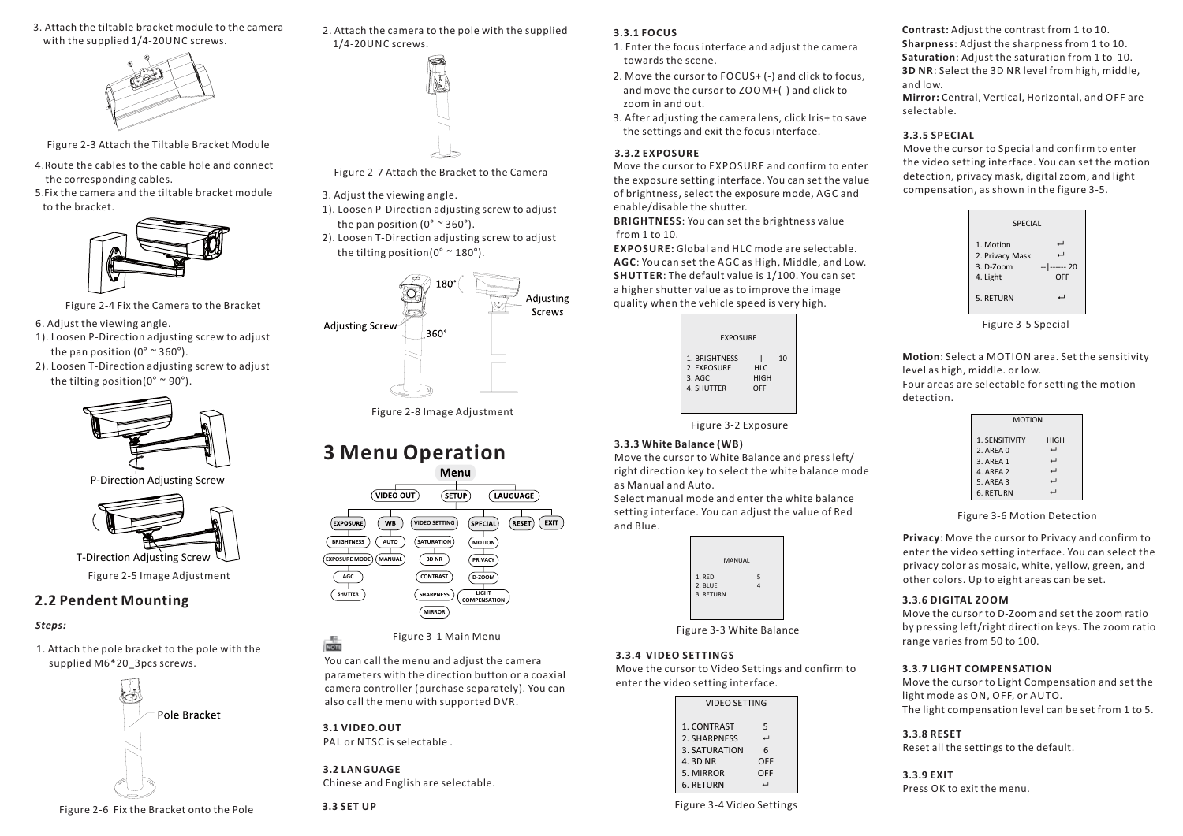3. Attach the tiltable bracket module to the camera with the supplied 1/4-20UNC screws.

Figure 2-3 Attach the Tiltable Bracket Module

4. Route the cables to the cable hole and connect the corresponding cables.
5. Fix the camera and the tiltable bracket module to the bracket.

Figure 2-4 Fix the Camera to the Bracket

6. Adjust the viewing angle.
1). Loosen P-Direction adjusting screw to adjust the pan position (0° ~ 360°).
2). Loosen T-Direction adjusting screw to adjust the tilting position(0° ~ 90°).

P-Direction Adjusting Screw

T-Direction Adjusting Screw

Figure 2-5 Image Adjustment

## 2.2 Pendent Mounting

*Steps:*

1. Attach the pole bracket to the pole with the supplied M6*20_3pcs screws.

Pole Bracket

Figure 2-6 Fix the Bracket onto the Pole

2. Attach the camera to the pole with the supplied 1/4-20UNC screws.

Figure 2-7 Attach the Bracket to the Camera

3. Adjust the viewing angle.
1). Loosen P-Direction adjusting screw to adjust the pan position (0° ~ 360°).
2). Loosen T-Direction adjusting screw to adjust the tilting position(0° ~ 180°).

180°
Adjusting Screws
Adjusting Screw
360°

Figure 2-8 Image Adjustment

# 3 Menu Operation

Menu
VIDEO OUT
SETUP
LAUGUAGE
EXPOSURE
WB
VIDEO SETTING
SPECIAL
RESET
EXIT
BRIGHTNESS
AUTO
SATURATION
MOTION
EXPOSURE MODE
MANUAL
3D NR
PRIVACY
AGC
CONTRAST
D-ZOOM
SHUTTER
SHARPNESS
LIGHT COMPENSATION
MIRROR

Figure 3-1 Main Menu

NOTE

You can call the menu and adjust the camera parameters with the direction button or a coaxial camera controller (purchase separately). You can also call the menu with supported DVR.

**3.1 VIDEO.OUT**

PAL or NTSC is selectable .

**3.2 LANGUAGE**

Chinese and English are selectable.

**3.3 SET UP**

**3.3.1 FOCUS**

1. Enter the focus interface and adjust the camera towards the scene.
2. Move the cursor to FOCUS+ (-) and click to focus, and move the cursor to ZOOM+(-) and click to zoom in and out.
3. After adjusting the camera lens, click Iris+ to save the settings and exit the focus interface.

**3.3.2 EXPOSURE**

Move the cursor to EXPOSURE and confirm to enter the exposure setting interface. You can set the value of brightness, select the exposure mode, AGC and enable/disable the shutter.

**BRIGHTNESS**: You can set the brightness value from 1 to 10.

**EXPOSURE:** Global and HLC mode are selectable.

**AGC**: You can set the AGC as High, Middle, and Low.

**SHUTTER**: The default value is 1/100. You can set a higher shutter value as to improve the image quality when the vehicle speed is very high.

EXPOSURE

| | |
|---|---|
| 1. BRIGHTNESS | ---\|------10 |
| 2. EXPOSURE | HLC |
| 3. AGC | HIGH |
| 4. SHUTTER | OFF |

Figure 3-2 Exposure

**3.3.3 White Balance (WB)**

Move the cursor to White Balance and press left/ right direction key to select the white balance mode as Manual and Auto.

Select manual mode and enter the white balance setting interface. You can adjust the value of Red and Blue.

MANUAL

| | |
|---|---|
| 1. RED | 5 |
| 2. BLUE | 4 |
| 3. RETURN | |

Figure 3-3 White Balance

**3.3.4 VIDEO SETTINGS**

Move the cursor to Video Settings and confirm to enter the video setting interface.

VIDEO SETTING

| | |
|---|---|
| 1. CONTRAST | 5 |
| 2. SHARPNESS | ↵ |
| 3. SATURATION | 6 |
| 4. 3D NR | OFF |
| 5. MIRROR | OFF |
| 6. RETURN | ↵ |

Figure 3-4 Video Settings

**Contrast:** Adjust the contrast from 1 to 10.
**Sharpness**: Adjust the sharpness from 1 to 10.
**Saturation**: Adjust the saturation from 1 to 10.
**3D NR**: Select the 3D NR level from high, middle, and low.
**Mirror:** Central, Vertical, Horizontal, and OFF are selectable.

**3.3.5 SPECIAL**

Move the cursor to Special and confirm to enter the video setting interface. You can set the motion detection, privacy mask, digital zoom, and light compensation, as shown in the figure 3-5.

SPECIAL

| | |
|---|---|
| 1. Motion | ↵ |
| 2. Privacy Mask | ↵ |
| 3. D-Zoom | --\|------ 20 |
| 4. Light | OFF |
| 5. RETURN | ↵ |

Figure 3-5 Special

**Motion**: Select a MOTION area. Set the sensitivity level as high, middle. or low.
Four areas are selectable for setting the motion detection.

MOTION

| | |
|---|---|
| 1. SENSITIVITY | HIGH |
| 2. AREA 0 | ↵ |
| 3. AREA 1 | ↵ |
| 4. AREA 2 | ↵ |
| 5. AREA 3 | ↵ |
| 6. RETURN | ↵ |

Figure 3-6 Motion Detection

**Privacy**: Move the cursor to Privacy and confirm to enter the video setting interface. You can select the privacy color as mosaic, white, yellow, green, and other colors. Up to eight areas can be set.

**3.3.6 DIGITAL ZOOM**

Move the cursor to D-Zoom and set the zoom ratio by pressing left/right direction keys. The zoom ratio range varies from 50 to 100.

**3.3.7 LIGHT COMPENSATION**

Move the cursor to Light Compensation and set the light mode as ON, OFF, or AUTO.
The light compensation level can be set from 1 to 5.

**3.3.8 RESET**

Reset all the settings to the default.

**3.3.9 EXIT**

Press OK to exit the menu.